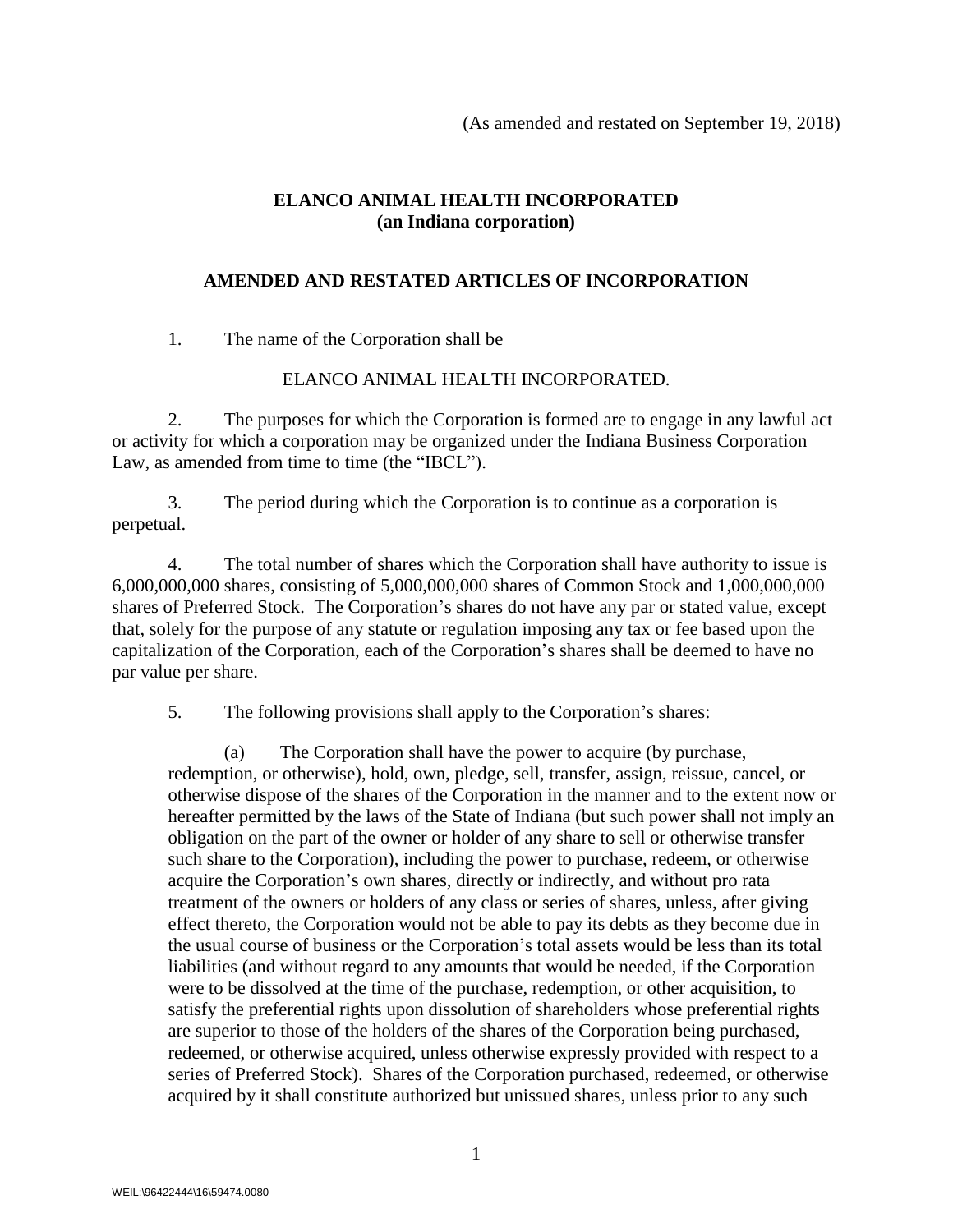(As amended and restated on September 19, 2018)

**ELANCO ANIMAL HEALTH INCORPORATED**
**(an Indiana corporation)**

**AMENDED AND RESTATED ARTICLES OF INCORPORATION**

1. The name of the Corporation shall be

ELANCO ANIMAL HEALTH INCORPORATED.

2. The purposes for which the Corporation is formed are to engage in any lawful act or activity for which a corporation may be organized under the Indiana Business Corporation Law, as amended from time to time (the "IBCL").

3. The period during which the Corporation is to continue as a corporation is perpetual.

4. The total number of shares which the Corporation shall have authority to issue is 6,000,000,000 shares, consisting of 5,000,000,000 shares of Common Stock and 1,000,000,000 shares of Preferred Stock. The Corporation's shares do not have any par or stated value, except that, solely for the purpose of any statute or regulation imposing any tax or fee based upon the capitalization of the Corporation, each of the Corporation's shares shall be deemed to have no par value per share.

5. The following provisions shall apply to the Corporation's shares:

(a) The Corporation shall have the power to acquire (by purchase, redemption, or otherwise), hold, own, pledge, sell, transfer, assign, reissue, cancel, or otherwise dispose of the shares of the Corporation in the manner and to the extent now or hereafter permitted by the laws of the State of Indiana (but such power shall not imply an obligation on the part of the owner or holder of any share to sell or otherwise transfer such share to the Corporation), including the power to purchase, redeem, or otherwise acquire the Corporation's own shares, directly or indirectly, and without pro rata treatment of the owners or holders of any class or series of shares, unless, after giving effect thereto, the Corporation would not be able to pay its debts as they become due in the usual course of business or the Corporation's total assets would be less than its total liabilities (and without regard to any amounts that would be needed, if the Corporation were to be dissolved at the time of the purchase, redemption, or other acquisition, to satisfy the preferential rights upon dissolution of shareholders whose preferential rights are superior to those of the holders of the shares of the Corporation being purchased, redeemed, or otherwise acquired, unless otherwise expressly provided with respect to a series of Preferred Stock). Shares of the Corporation purchased, redeemed, or otherwise acquired by it shall constitute authorized but unissued shares, unless prior to any such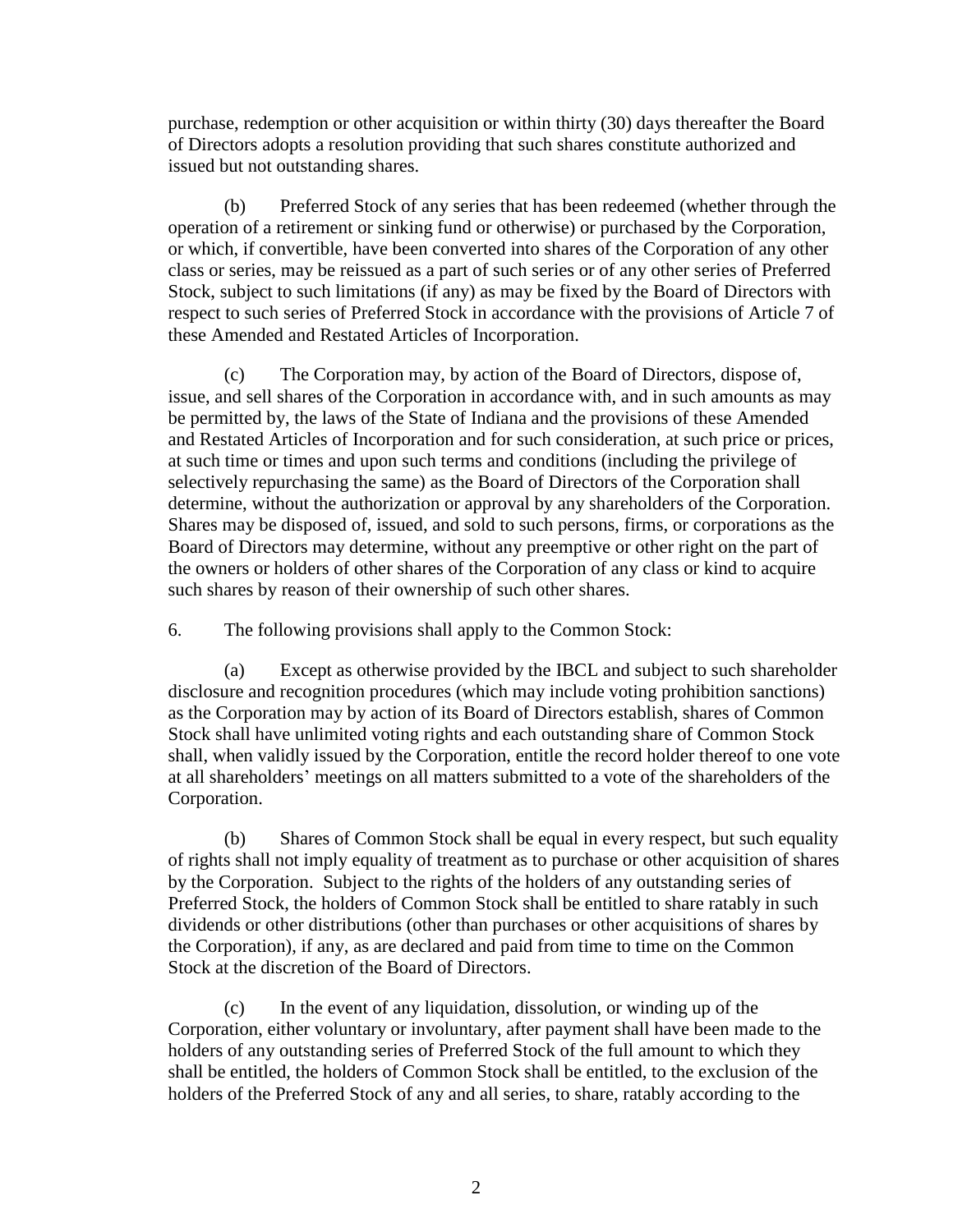purchase, redemption or other acquisition or within thirty (30) days thereafter the Board of Directors adopts a resolution providing that such shares constitute authorized and issued but not outstanding shares.

(b) Preferred Stock of any series that has been redeemed (whether through the operation of a retirement or sinking fund or otherwise) or purchased by the Corporation, or which, if convertible, have been converted into shares of the Corporation of any other class or series, may be reissued as a part of such series or of any other series of Preferred Stock, subject to such limitations (if any) as may be fixed by the Board of Directors with respect to such series of Preferred Stock in accordance with the provisions of Article 7 of these Amended and Restated Articles of Incorporation.

(c) The Corporation may, by action of the Board of Directors, dispose of, issue, and sell shares of the Corporation in accordance with, and in such amounts as may be permitted by, the laws of the State of Indiana and the provisions of these Amended and Restated Articles of Incorporation and for such consideration, at such price or prices, at such time or times and upon such terms and conditions (including the privilege of selectively repurchasing the same) as the Board of Directors of the Corporation shall determine, without the authorization or approval by any shareholders of the Corporation. Shares may be disposed of, issued, and sold to such persons, firms, or corporations as the Board of Directors may determine, without any preemptive or other right on the part of the owners or holders of other shares of the Corporation of any class or kind to acquire such shares by reason of their ownership of such other shares.

6. The following provisions shall apply to the Common Stock:

(a) Except as otherwise provided by the IBCL and subject to such shareholder disclosure and recognition procedures (which may include voting prohibition sanctions) as the Corporation may by action of its Board of Directors establish, shares of Common Stock shall have unlimited voting rights and each outstanding share of Common Stock shall, when validly issued by the Corporation, entitle the record holder thereof to one vote at all shareholders' meetings on all matters submitted to a vote of the shareholders of the Corporation.

(b) Shares of Common Stock shall be equal in every respect, but such equality of rights shall not imply equality of treatment as to purchase or other acquisition of shares by the Corporation. Subject to the rights of the holders of any outstanding series of Preferred Stock, the holders of Common Stock shall be entitled to share ratably in such dividends or other distributions (other than purchases or other acquisitions of shares by the Corporation), if any, as are declared and paid from time to time on the Common Stock at the discretion of the Board of Directors.

(c) In the event of any liquidation, dissolution, or winding up of the Corporation, either voluntary or involuntary, after payment shall have been made to the holders of any outstanding series of Preferred Stock of the full amount to which they shall be entitled, the holders of Common Stock shall be entitled, to the exclusion of the holders of the Preferred Stock of any and all series, to share, ratably according to the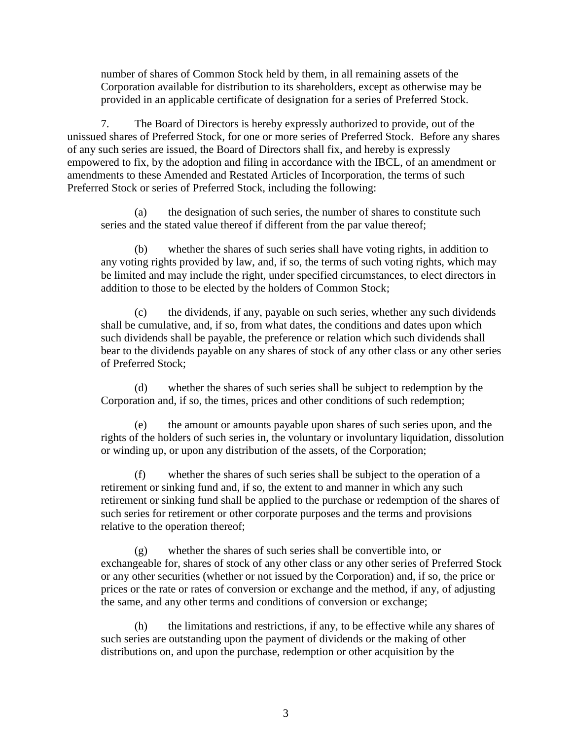number of shares of Common Stock held by them, in all remaining assets of the Corporation available for distribution to its shareholders, except as otherwise may be provided in an applicable certificate of designation for a series of Preferred Stock.

7. The Board of Directors is hereby expressly authorized to provide, out of the unissued shares of Preferred Stock, for one or more series of Preferred Stock. Before any shares of any such series are issued, the Board of Directors shall fix, and hereby is expressly empowered to fix, by the adoption and filing in accordance with the IBCL, of an amendment or amendments to these Amended and Restated Articles of Incorporation, the terms of such Preferred Stock or series of Preferred Stock, including the following:

(a) the designation of such series, the number of shares to constitute such series and the stated value thereof if different from the par value thereof;

(b) whether the shares of such series shall have voting rights, in addition to any voting rights provided by law, and, if so, the terms of such voting rights, which may be limited and may include the right, under specified circumstances, to elect directors in addition to those to be elected by the holders of Common Stock;

(c) the dividends, if any, payable on such series, whether any such dividends shall be cumulative, and, if so, from what dates, the conditions and dates upon which such dividends shall be payable, the preference or relation which such dividends shall bear to the dividends payable on any shares of stock of any other class or any other series of Preferred Stock;

(d) whether the shares of such series shall be subject to redemption by the Corporation and, if so, the times, prices and other conditions of such redemption;

(e) the amount or amounts payable upon shares of such series upon, and the rights of the holders of such series in, the voluntary or involuntary liquidation, dissolution or winding up, or upon any distribution of the assets, of the Corporation;

(f) whether the shares of such series shall be subject to the operation of a retirement or sinking fund and, if so, the extent to and manner in which any such retirement or sinking fund shall be applied to the purchase or redemption of the shares of such series for retirement or other corporate purposes and the terms and provisions relative to the operation thereof;

(g) whether the shares of such series shall be convertible into, or exchangeable for, shares of stock of any other class or any other series of Preferred Stock or any other securities (whether or not issued by the Corporation) and, if so, the price or prices or the rate or rates of conversion or exchange and the method, if any, of adjusting the same, and any other terms and conditions of conversion or exchange;

(h) the limitations and restrictions, if any, to be effective while any shares of such series are outstanding upon the payment of dividends or the making of other distributions on, and upon the purchase, redemption or other acquisition by the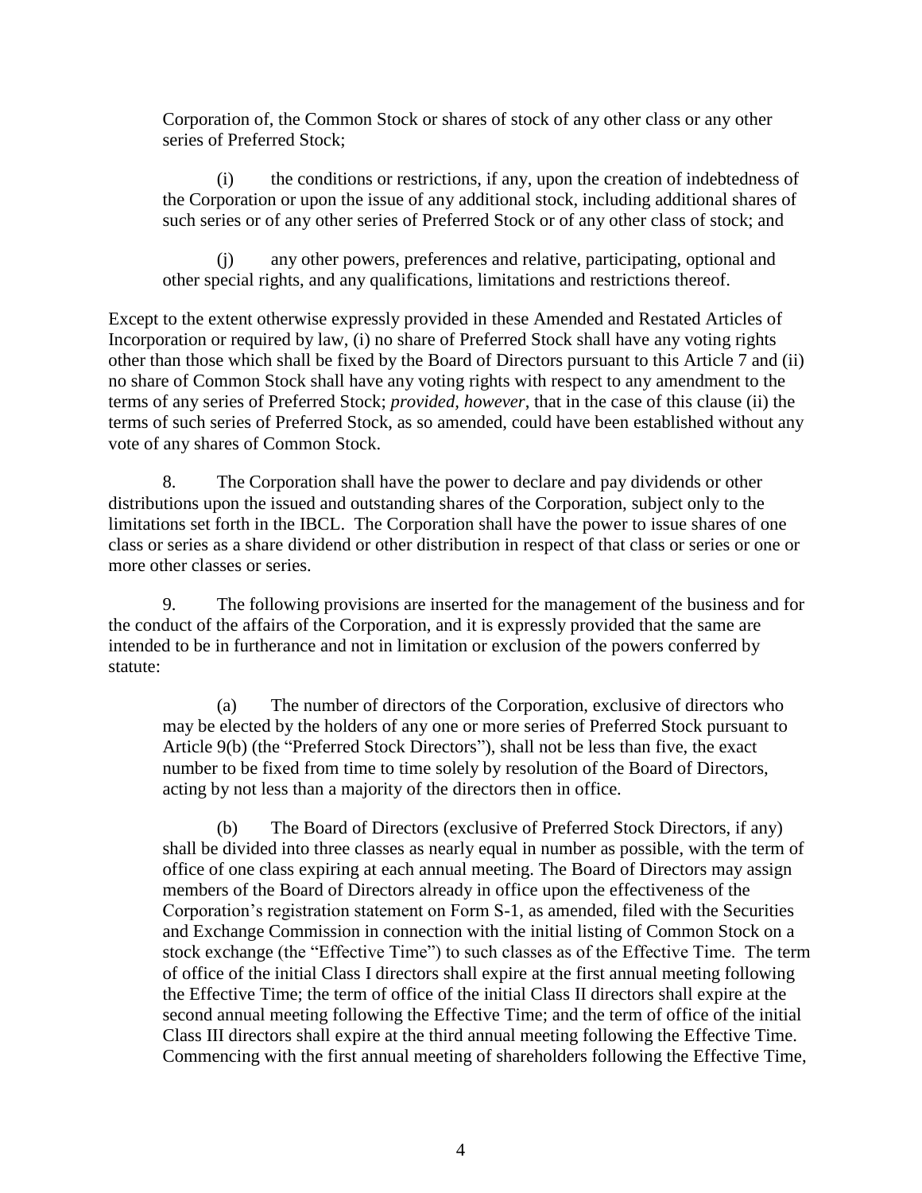Corporation of, the Common Stock or shares of stock of any other class or any other series of Preferred Stock;

(i) the conditions or restrictions, if any, upon the creation of indebtedness of the Corporation or upon the issue of any additional stock, including additional shares of such series or of any other series of Preferred Stock or of any other class of stock; and

(j) any other powers, preferences and relative, participating, optional and other special rights, and any qualifications, limitations and restrictions thereof.

Except to the extent otherwise expressly provided in these Amended and Restated Articles of Incorporation or required by law, (i) no share of Preferred Stock shall have any voting rights other than those which shall be fixed by the Board of Directors pursuant to this Article 7 and (ii) no share of Common Stock shall have any voting rights with respect to any amendment to the terms of any series of Preferred Stock; *provided*, *however*, that in the case of this clause (ii) the terms of such series of Preferred Stock, as so amended, could have been established without any vote of any shares of Common Stock.

8. The Corporation shall have the power to declare and pay dividends or other distributions upon the issued and outstanding shares of the Corporation, subject only to the limitations set forth in the IBCL. The Corporation shall have the power to issue shares of one class or series as a share dividend or other distribution in respect of that class or series or one or more other classes or series.

9. The following provisions are inserted for the management of the business and for the conduct of the affairs of the Corporation, and it is expressly provided that the same are intended to be in furtherance and not in limitation or exclusion of the powers conferred by statute:

(a) The number of directors of the Corporation, exclusive of directors who may be elected by the holders of any one or more series of Preferred Stock pursuant to Article 9(b) (the "Preferred Stock Directors"), shall not be less than five, the exact number to be fixed from time to time solely by resolution of the Board of Directors, acting by not less than a majority of the directors then in office.

(b) The Board of Directors (exclusive of Preferred Stock Directors, if any) shall be divided into three classes as nearly equal in number as possible, with the term of office of one class expiring at each annual meeting. The Board of Directors may assign members of the Board of Directors already in office upon the effectiveness of the Corporation's registration statement on Form S-1, as amended, filed with the Securities and Exchange Commission in connection with the initial listing of Common Stock on a stock exchange (the "Effective Time") to such classes as of the Effective Time. The term of office of the initial Class I directors shall expire at the first annual meeting following the Effective Time; the term of office of the initial Class II directors shall expire at the second annual meeting following the Effective Time; and the term of office of the initial Class III directors shall expire at the third annual meeting following the Effective Time. Commencing with the first annual meeting of shareholders following the Effective Time,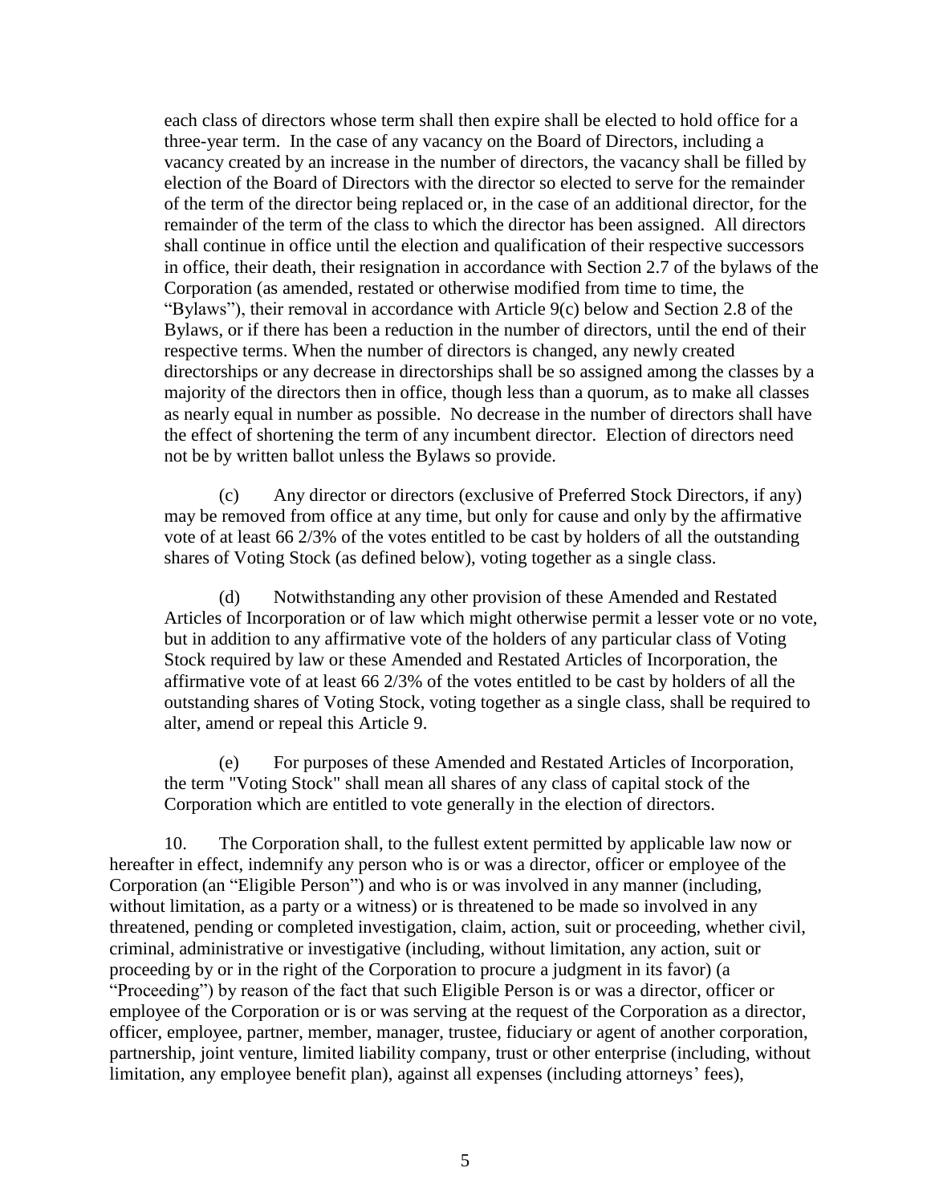each class of directors whose term shall then expire shall be elected to hold office for a three-year term. In the case of any vacancy on the Board of Directors, including a vacancy created by an increase in the number of directors, the vacancy shall be filled by election of the Board of Directors with the director so elected to serve for the remainder of the term of the director being replaced or, in the case of an additional director, for the remainder of the term of the class to which the director has been assigned. All directors shall continue in office until the election and qualification of their respective successors in office, their death, their resignation in accordance with Section 2.7 of the bylaws of the Corporation (as amended, restated or otherwise modified from time to time, the "Bylaws"), their removal in accordance with Article 9(c) below and Section 2.8 of the Bylaws, or if there has been a reduction in the number of directors, until the end of their respective terms. When the number of directors is changed, any newly created directorships or any decrease in directorships shall be so assigned among the classes by a majority of the directors then in office, though less than a quorum, as to make all classes as nearly equal in number as possible. No decrease in the number of directors shall have the effect of shortening the term of any incumbent director. Election of directors need not be by written ballot unless the Bylaws so provide.

(c) Any director or directors (exclusive of Preferred Stock Directors, if any) may be removed from office at any time, but only for cause and only by the affirmative vote of at least 66 2/3% of the votes entitled to be cast by holders of all the outstanding shares of Voting Stock (as defined below), voting together as a single class.

(d) Notwithstanding any other provision of these Amended and Restated Articles of Incorporation or of law which might otherwise permit a lesser vote or no vote, but in addition to any affirmative vote of the holders of any particular class of Voting Stock required by law or these Amended and Restated Articles of Incorporation, the affirmative vote of at least 66 2/3% of the votes entitled to be cast by holders of all the outstanding shares of Voting Stock, voting together as a single class, shall be required to alter, amend or repeal this Article 9.

(e) For purposes of these Amended and Restated Articles of Incorporation, the term "Voting Stock" shall mean all shares of any class of capital stock of the Corporation which are entitled to vote generally in the election of directors.

10. The Corporation shall, to the fullest extent permitted by applicable law now or hereafter in effect, indemnify any person who is or was a director, officer or employee of the Corporation (an "Eligible Person") and who is or was involved in any manner (including, without limitation, as a party or a witness) or is threatened to be made so involved in any threatened, pending or completed investigation, claim, action, suit or proceeding, whether civil, criminal, administrative or investigative (including, without limitation, any action, suit or proceeding by or in the right of the Corporation to procure a judgment in its favor) (a "Proceeding") by reason of the fact that such Eligible Person is or was a director, officer or employee of the Corporation or is or was serving at the request of the Corporation as a director, officer, employee, partner, member, manager, trustee, fiduciary or agent of another corporation, partnership, joint venture, limited liability company, trust or other enterprise (including, without limitation, any employee benefit plan), against all expenses (including attorneys' fees),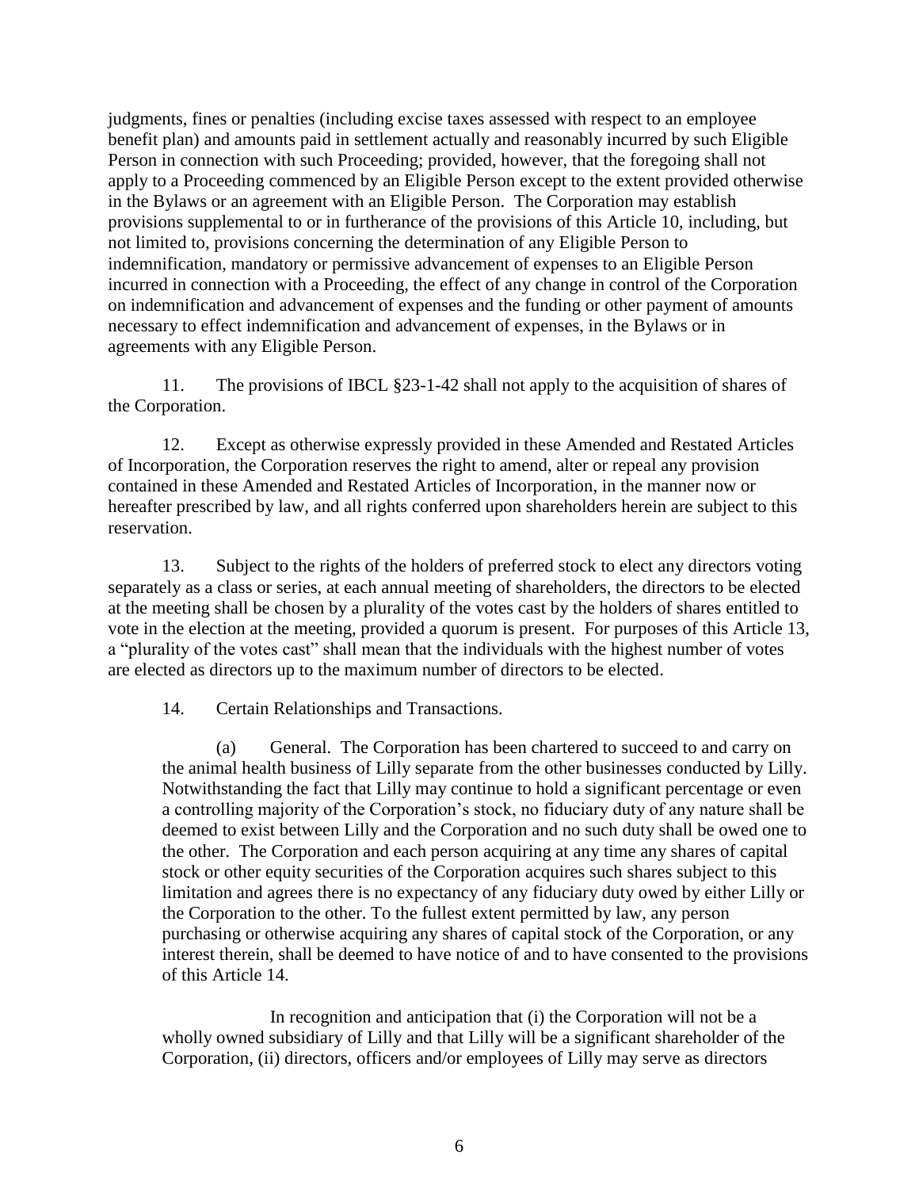judgments, fines or penalties (including excise taxes assessed with respect to an employee benefit plan) and amounts paid in settlement actually and reasonably incurred by such Eligible Person in connection with such Proceeding; provided, however, that the foregoing shall not apply to a Proceeding commenced by an Eligible Person except to the extent provided otherwise in the Bylaws or an agreement with an Eligible Person. The Corporation may establish provisions supplemental to or in furtherance of the provisions of this Article 10, including, but not limited to, provisions concerning the determination of any Eligible Person to indemnification, mandatory or permissive advancement of expenses to an Eligible Person incurred in connection with a Proceeding, the effect of any change in control of the Corporation on indemnification and advancement of expenses and the funding or other payment of amounts necessary to effect indemnification and advancement of expenses, in the Bylaws or in agreements with any Eligible Person.

11. The provisions of IBCL §23-1-42 shall not apply to the acquisition of shares of the Corporation.

12. Except as otherwise expressly provided in these Amended and Restated Articles of Incorporation, the Corporation reserves the right to amend, alter or repeal any provision contained in these Amended and Restated Articles of Incorporation, in the manner now or hereafter prescribed by law, and all rights conferred upon shareholders herein are subject to this reservation.

13. Subject to the rights of the holders of preferred stock to elect any directors voting separately as a class or series, at each annual meeting of shareholders, the directors to be elected at the meeting shall be chosen by a plurality of the votes cast by the holders of shares entitled to vote in the election at the meeting, provided a quorum is present. For purposes of this Article 13, a "plurality of the votes cast" shall mean that the individuals with the highest number of votes are elected as directors up to the maximum number of directors to be elected.

14. Certain Relationships and Transactions.

(a) General. The Corporation has been chartered to succeed to and carry on the animal health business of Lilly separate from the other businesses conducted by Lilly. Notwithstanding the fact that Lilly may continue to hold a significant percentage or even a controlling majority of the Corporation's stock, no fiduciary duty of any nature shall be deemed to exist between Lilly and the Corporation and no such duty shall be owed one to the other. The Corporation and each person acquiring at any time any shares of capital stock or other equity securities of the Corporation acquires such shares subject to this limitation and agrees there is no expectancy of any fiduciary duty owed by either Lilly or the Corporation to the other. To the fullest extent permitted by law, any person purchasing or otherwise acquiring any shares of capital stock of the Corporation, or any interest therein, shall be deemed to have notice of and to have consented to the provisions of this Article 14.

In recognition and anticipation that (i) the Corporation will not be a wholly owned subsidiary of Lilly and that Lilly will be a significant shareholder of the Corporation, (ii) directors, officers and/or employees of Lilly may serve as directors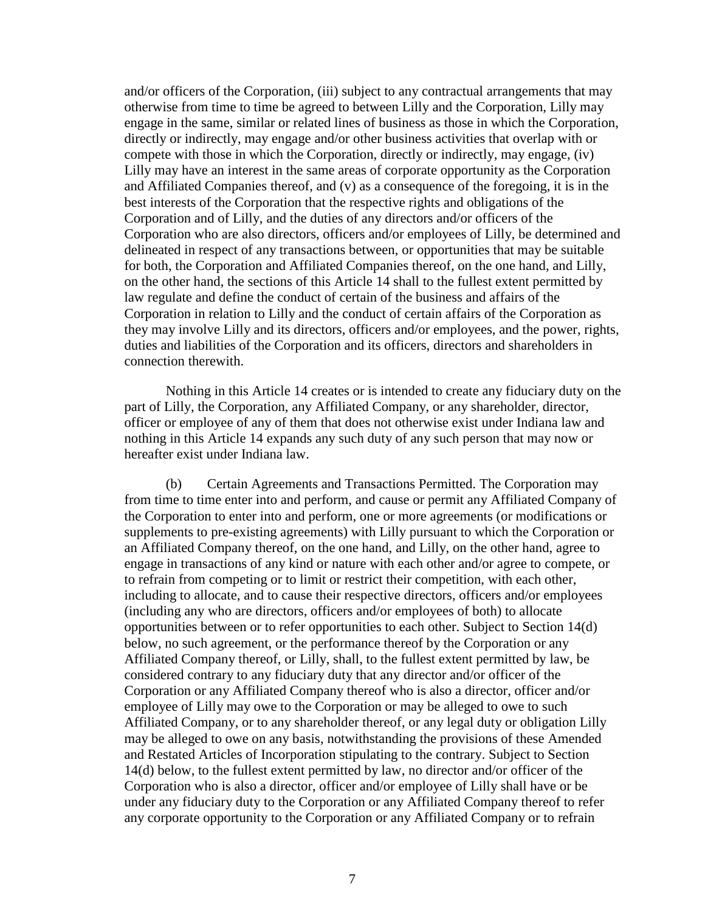and/or officers of the Corporation, (iii) subject to any contractual arrangements that may otherwise from time to time be agreed to between Lilly and the Corporation, Lilly may engage in the same, similar or related lines of business as those in which the Corporation, directly or indirectly, may engage and/or other business activities that overlap with or compete with those in which the Corporation, directly or indirectly, may engage, (iv) Lilly may have an interest in the same areas of corporate opportunity as the Corporation and Affiliated Companies thereof, and (v) as a consequence of the foregoing, it is in the best interests of the Corporation that the respective rights and obligations of the Corporation and of Lilly, and the duties of any directors and/or officers of the Corporation who are also directors, officers and/or employees of Lilly, be determined and delineated in respect of any transactions between, or opportunities that may be suitable for both, the Corporation and Affiliated Companies thereof, on the one hand, and Lilly, on the other hand, the sections of this Article 14 shall to the fullest extent permitted by law regulate and define the conduct of certain of the business and affairs of the Corporation in relation to Lilly and the conduct of certain affairs of the Corporation as they may involve Lilly and its directors, officers and/or employees, and the power, rights, duties and liabilities of the Corporation and its officers, directors and shareholders in connection therewith.

Nothing in this Article 14 creates or is intended to create any fiduciary duty on the part of Lilly, the Corporation, any Affiliated Company, or any shareholder, director, officer or employee of any of them that does not otherwise exist under Indiana law and nothing in this Article 14 expands any such duty of any such person that may now or hereafter exist under Indiana law.

(b) Certain Agreements and Transactions Permitted. The Corporation may from time to time enter into and perform, and cause or permit any Affiliated Company of the Corporation to enter into and perform, one or more agreements (or modifications or supplements to pre-existing agreements) with Lilly pursuant to which the Corporation or an Affiliated Company thereof, on the one hand, and Lilly, on the other hand, agree to engage in transactions of any kind or nature with each other and/or agree to compete, or to refrain from competing or to limit or restrict their competition, with each other, including to allocate, and to cause their respective directors, officers and/or employees (including any who are directors, officers and/or employees of both) to allocate opportunities between or to refer opportunities to each other. Subject to Section 14(d) below, no such agreement, or the performance thereof by the Corporation or any Affiliated Company thereof, or Lilly, shall, to the fullest extent permitted by law, be considered contrary to any fiduciary duty that any director and/or officer of the Corporation or any Affiliated Company thereof who is also a director, officer and/or employee of Lilly may owe to the Corporation or may be alleged to owe to such Affiliated Company, or to any shareholder thereof, or any legal duty or obligation Lilly may be alleged to owe on any basis, notwithstanding the provisions of these Amended and Restated Articles of Incorporation stipulating to the contrary. Subject to Section 14(d) below, to the fullest extent permitted by law, no director and/or officer of the Corporation who is also a director, officer and/or employee of Lilly shall have or be under any fiduciary duty to the Corporation or any Affiliated Company thereof to refer any corporate opportunity to the Corporation or any Affiliated Company or to refrain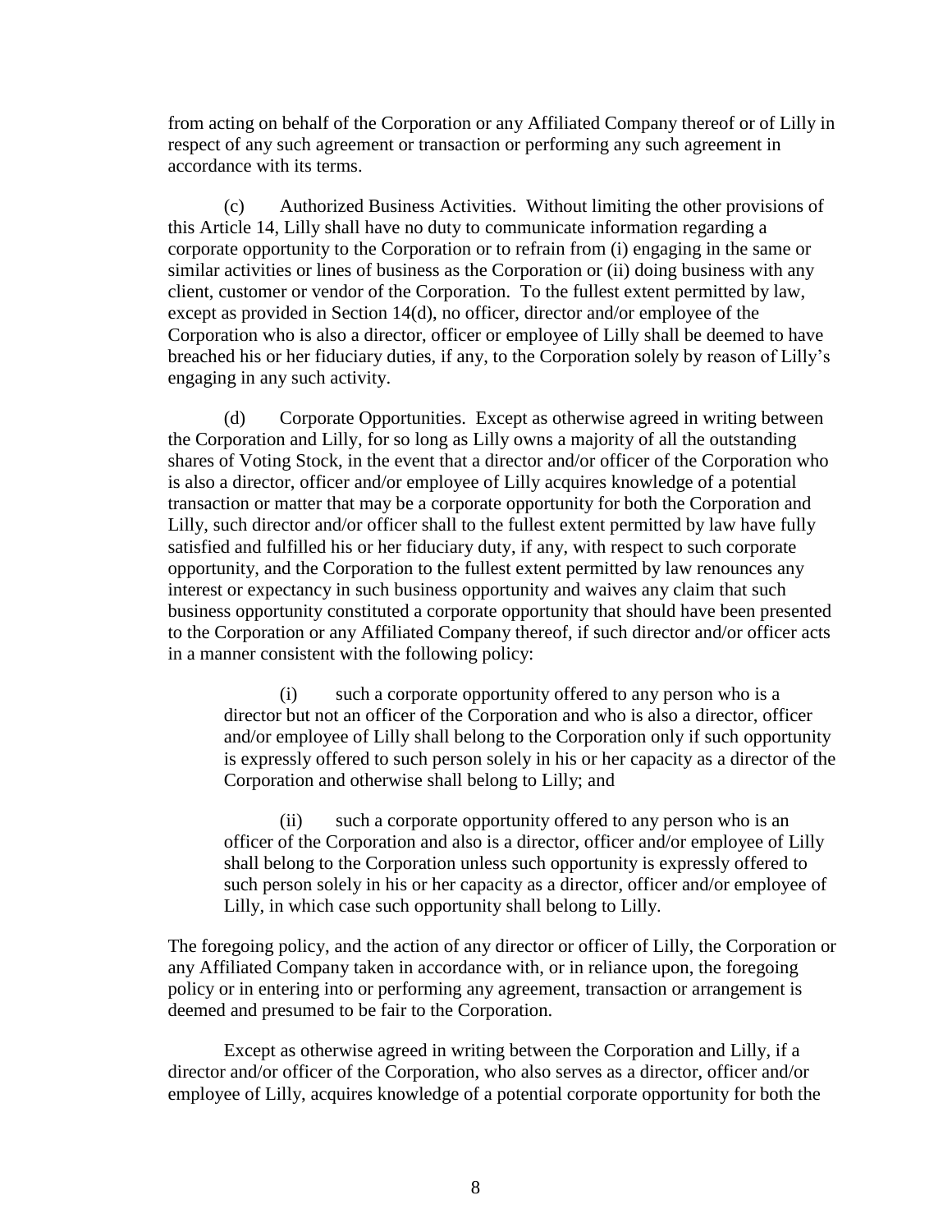from acting on behalf of the Corporation or any Affiliated Company thereof or of Lilly in respect of any such agreement or transaction or performing any such agreement in accordance with its terms.

(c) Authorized Business Activities. Without limiting the other provisions of this Article 14, Lilly shall have no duty to communicate information regarding a corporate opportunity to the Corporation or to refrain from (i) engaging in the same or similar activities or lines of business as the Corporation or (ii) doing business with any client, customer or vendor of the Corporation. To the fullest extent permitted by law, except as provided in Section 14(d), no officer, director and/or employee of the Corporation who is also a director, officer or employee of Lilly shall be deemed to have breached his or her fiduciary duties, if any, to the Corporation solely by reason of Lilly's engaging in any such activity.

(d) Corporate Opportunities. Except as otherwise agreed in writing between the Corporation and Lilly, for so long as Lilly owns a majority of all the outstanding shares of Voting Stock, in the event that a director and/or officer of the Corporation who is also a director, officer and/or employee of Lilly acquires knowledge of a potential transaction or matter that may be a corporate opportunity for both the Corporation and Lilly, such director and/or officer shall to the fullest extent permitted by law have fully satisfied and fulfilled his or her fiduciary duty, if any, with respect to such corporate opportunity, and the Corporation to the fullest extent permitted by law renounces any interest or expectancy in such business opportunity and waives any claim that such business opportunity constituted a corporate opportunity that should have been presented to the Corporation or any Affiliated Company thereof, if such director and/or officer acts in a manner consistent with the following policy:

(i) such a corporate opportunity offered to any person who is a director but not an officer of the Corporation and who is also a director, officer and/or employee of Lilly shall belong to the Corporation only if such opportunity is expressly offered to such person solely in his or her capacity as a director of the Corporation and otherwise shall belong to Lilly; and

(ii) such a corporate opportunity offered to any person who is an officer of the Corporation and also is a director, officer and/or employee of Lilly shall belong to the Corporation unless such opportunity is expressly offered to such person solely in his or her capacity as a director, officer and/or employee of Lilly, in which case such opportunity shall belong to Lilly.

The foregoing policy, and the action of any director or officer of Lilly, the Corporation or any Affiliated Company taken in accordance with, or in reliance upon, the foregoing policy or in entering into or performing any agreement, transaction or arrangement is deemed and presumed to be fair to the Corporation.

Except as otherwise agreed in writing between the Corporation and Lilly, if a director and/or officer of the Corporation, who also serves as a director, officer and/or employee of Lilly, acquires knowledge of a potential corporate opportunity for both the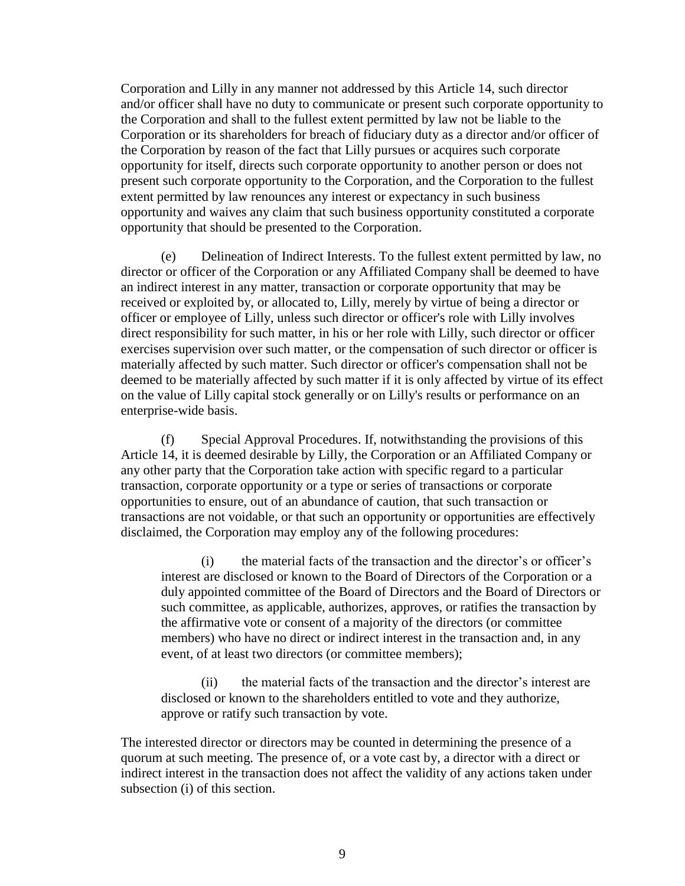Corporation and Lilly in any manner not addressed by this Article 14, such director and/or officer shall have no duty to communicate or present such corporate opportunity to the Corporation and shall to the fullest extent permitted by law not be liable to the Corporation or its shareholders for breach of fiduciary duty as a director and/or officer of the Corporation by reason of the fact that Lilly pursues or acquires such corporate opportunity for itself, directs such corporate opportunity to another person or does not present such corporate opportunity to the Corporation, and the Corporation to the fullest extent permitted by law renounces any interest or expectancy in such business opportunity and waives any claim that such business opportunity constituted a corporate opportunity that should be presented to the Corporation.

(e) Delineation of Indirect Interests. To the fullest extent permitted by law, no director or officer of the Corporation or any Affiliated Company shall be deemed to have an indirect interest in any matter, transaction or corporate opportunity that may be received or exploited by, or allocated to, Lilly, merely by virtue of being a director or officer or employee of Lilly, unless such director or officer's role with Lilly involves direct responsibility for such matter, in his or her role with Lilly, such director or officer exercises supervision over such matter, or the compensation of such director or officer is materially affected by such matter. Such director or officer's compensation shall not be deemed to be materially affected by such matter if it is only affected by virtue of its effect on the value of Lilly capital stock generally or on Lilly's results or performance on an enterprise-wide basis.

(f) Special Approval Procedures. If, notwithstanding the provisions of this Article 14, it is deemed desirable by Lilly, the Corporation or an Affiliated Company or any other party that the Corporation take action with specific regard to a particular transaction, corporate opportunity or a type or series of transactions or corporate opportunities to ensure, out of an abundance of caution, that such transaction or transactions are not voidable, or that such an opportunity or opportunities are effectively disclaimed, the Corporation may employ any of the following procedures:

(i) the material facts of the transaction and the director's or officer's interest are disclosed or known to the Board of Directors of the Corporation or a duly appointed committee of the Board of Directors and the Board of Directors or such committee, as applicable, authorizes, approves, or ratifies the transaction by the affirmative vote or consent of a majority of the directors (or committee members) who have no direct or indirect interest in the transaction and, in any event, of at least two directors (or committee members);

(ii) the material facts of the transaction and the director's interest are disclosed or known to the shareholders entitled to vote and they authorize, approve or ratify such transaction by vote.

The interested director or directors may be counted in determining the presence of a quorum at such meeting. The presence of, or a vote cast by, a director with a direct or indirect interest in the transaction does not affect the validity of any actions taken under subsection (i) of this section.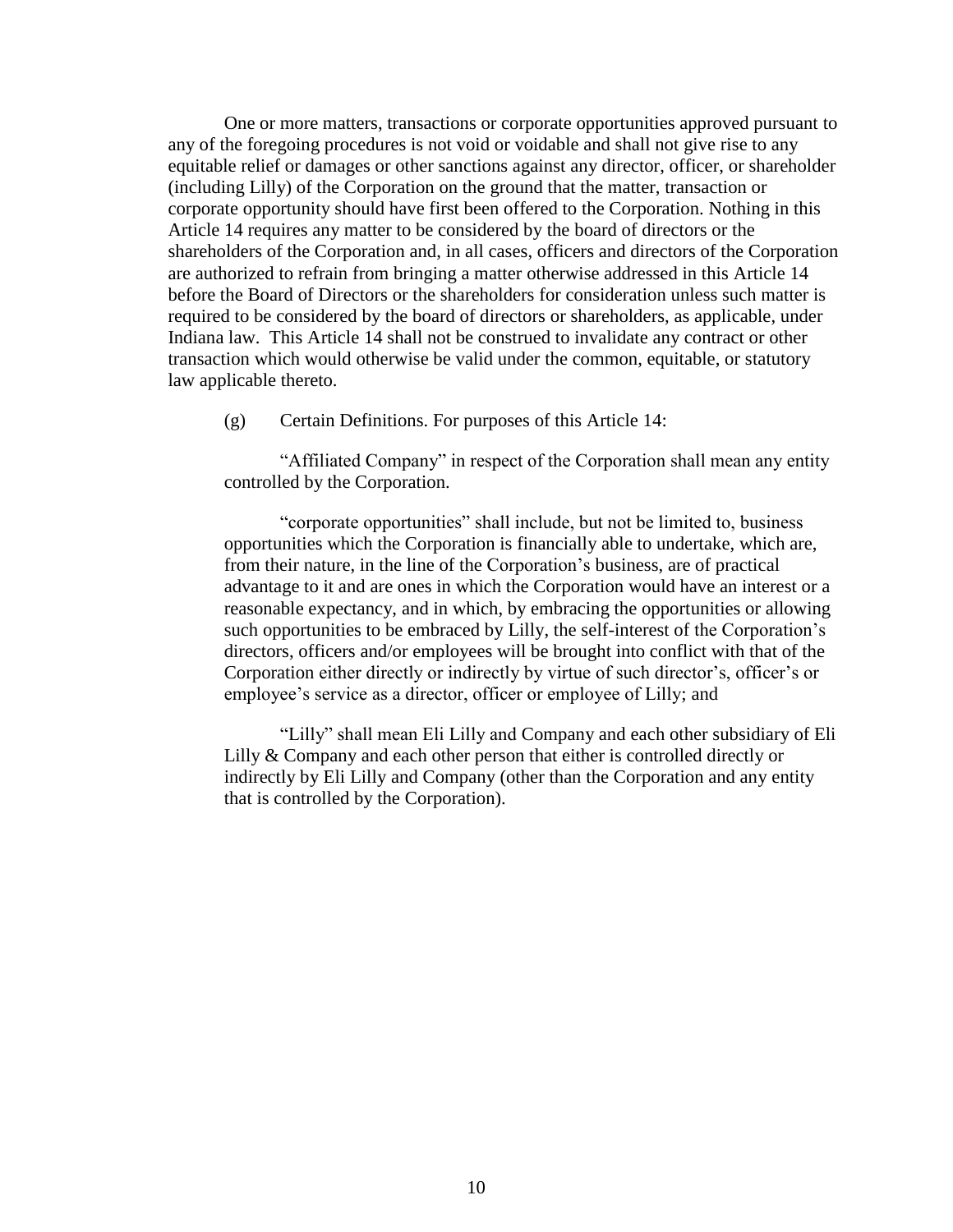One or more matters, transactions or corporate opportunities approved pursuant to any of the foregoing procedures is not void or voidable and shall not give rise to any equitable relief or damages or other sanctions against any director, officer, or shareholder (including Lilly) of the Corporation on the ground that the matter, transaction or corporate opportunity should have first been offered to the Corporation. Nothing in this Article 14 requires any matter to be considered by the board of directors or the shareholders of the Corporation and, in all cases, officers and directors of the Corporation are authorized to refrain from bringing a matter otherwise addressed in this Article 14 before the Board of Directors or the shareholders for consideration unless such matter is required to be considered by the board of directors or shareholders, as applicable, under Indiana law. This Article 14 shall not be construed to invalidate any contract or other transaction which would otherwise be valid under the common, equitable, or statutory law applicable thereto.

(g) Certain Definitions. For purposes of this Article 14:

"Affiliated Company" in respect of the Corporation shall mean any entity controlled by the Corporation.

"corporate opportunities" shall include, but not be limited to, business opportunities which the Corporation is financially able to undertake, which are, from their nature, in the line of the Corporation's business, are of practical advantage to it and are ones in which the Corporation would have an interest or a reasonable expectancy, and in which, by embracing the opportunities or allowing such opportunities to be embraced by Lilly, the self-interest of the Corporation's directors, officers and/or employees will be brought into conflict with that of the Corporation either directly or indirectly by virtue of such director's, officer's or employee's service as a director, officer or employee of Lilly; and

"Lilly" shall mean Eli Lilly and Company and each other subsidiary of Eli Lilly & Company and each other person that either is controlled directly or indirectly by Eli Lilly and Company (other than the Corporation and any entity that is controlled by the Corporation).